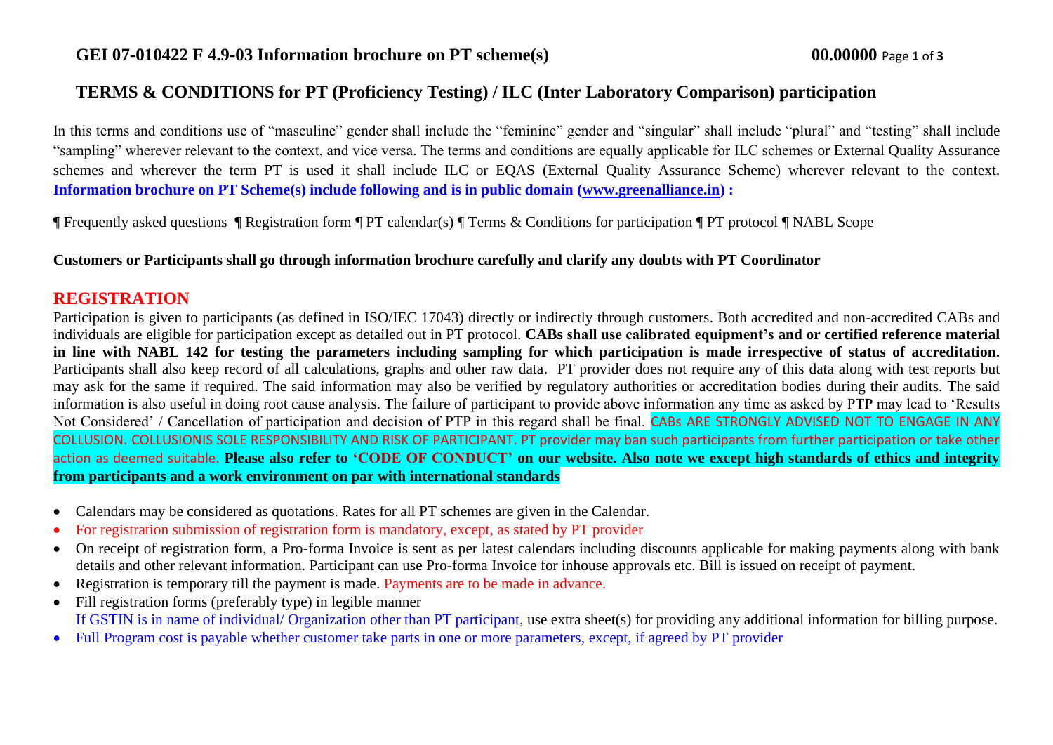# GEI 07-010422 F 4.9-03 Information brochure on PT scheme(s) 00.00000

## TERMS & CONDITIONS for PT (Proficiency Testing) / ILC (Inter Laboratory Comparison) participation

In this terms and conditions use of "masculine" gender shall include the "feminine" gender and "singular" shall include "plural" and "testing" shall include "sampling" wherever relevant to the context, and vice versa. The terms and conditions are equally applicable for ILC schemes or External Quality Assurance schemes and wherever the term PT is used it shall include ILC or EQAS (External Quality Assurance Scheme) wherever relevant to the context. **Information brochure on PT Scheme(s) include following and is in public domain (www.greenalliance.in) :**

¶ Frequently asked questions ¶ Registration form ¶ PT calendar(s) ¶ Terms & Conditions for participation ¶ PT protocol ¶ NABL Scope

**Customers or Participants shall go through information brochure carefully and clarify any doubts with PT Coordinator**

## REGISTRATION

Participation is given to participants (as defined in ISO/IEC 17043) directly or indirectly through customers. Both accredited and non-accredited CABs and individuals are eligible for participation except as detailed out in PT protocol. **CABs shall use calibrated equipment's and or certified reference material in line with NABL 142 for testing the parameters including sampling for which participation is made irrespective of status of accreditation.** Participants shall also keep record of all calculations, graphs and other raw data. PT provider does not require any of this data along with test reports but may ask for the same if required. The said information may also be verified by regulatory authorities or accreditation bodies during their audits. The said information is also useful in doing root cause analysis. The failure of participant to provide above information any time as asked by PTP may lead to 'Results Not Considered' / Cancellation of participation and decision of PTP in this regard shall be final. CABs ARE STRONGLY ADVISED NOT TO ENGAGE IN ANY COLLUSION. COLLUSIONIS SOLE RESPONSIBILITY AND RISK OF PARTICIPANT. PT provider may ban such participants from further participation or take other action as deemed suitable. **Please also refer to 'CODE OF CONDUCT' on our website. Also note we except high standards of ethics and integrity from participants and a work environment on par with international standards**

- Calendars may be considered as quotations. Rates for all PT schemes are given in the Calendar.
- For registration submission of registration form is mandatory, except, as stated by PT provider
- On receipt of registration form, a Pro-forma Invoice is sent as per latest calendars including discounts applicable for making payments along with bank details and other relevant information. Participant can use Pro-forma Invoice for inhouse approvals etc. Bill is issued on receipt of payment.
- Registration is temporary till the payment is made. Payments are to be made in advance.
- Fill registration forms (preferably type) in legible manner
  If GSTIN is in name of individual/ Organization other than PT participant, use extra sheet(s) for providing any additional information for billing purpose.
- Full Program cost is payable whether customer take parts in one or more parameters, except, if agreed by PT provider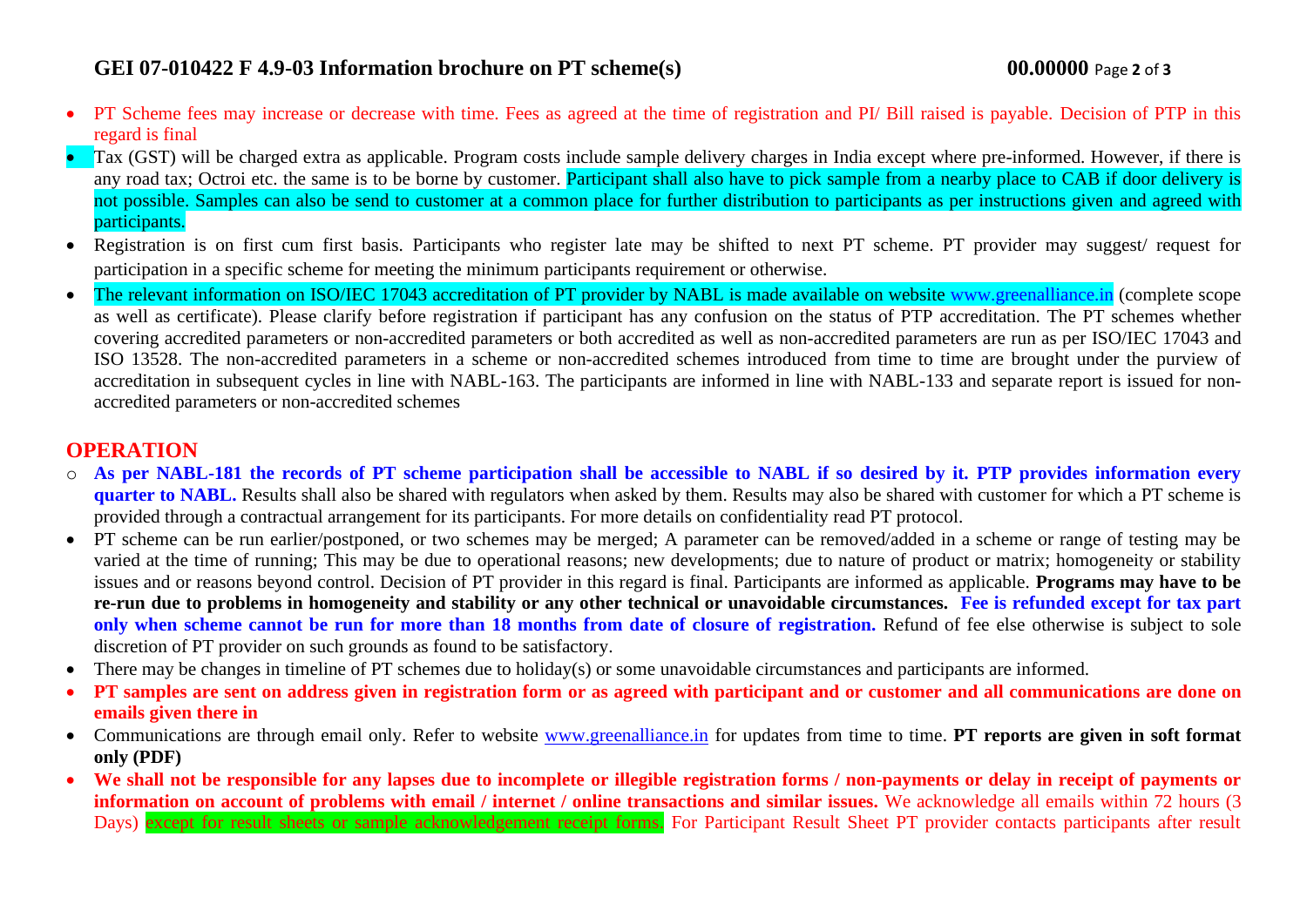- PT Scheme fees may increase or decrease with time. Fees as agreed at the time of registration and PI/ Bill raised is payable. Decision of PTP in this regard is final
- Tax (GST) will be charged extra as applicable. Program costs include sample delivery charges in India except where pre-informed. However, if there is any road tax; Octroi etc. the same is to be borne by customer. Participant shall also have to pick sample from a nearby place to CAB if door delivery is not possible. Samples can also be send to customer at a common place for further distribution to participants as per instructions given and agreed with participants.
- Registration is on first cum first basis. Participants who register late may be shifted to next PT scheme. PT provider may suggest/ request for participation in a specific scheme for meeting the minimum participants requirement or otherwise.
- The relevant information on ISO/IEC 17043 accreditation of PT provider by NABL is made available on website www.greenalliance.in (complete scope as well as certificate). Please clarify before registration if participant has any confusion on the status of PTP accreditation. The PT schemes whether covering accredited parameters or non-accredited parameters or both accredited as well as non-accredited parameters are run as per ISO/IEC 17043 and ISO 13528. The non-accredited parameters in a scheme or non-accredited schemes introduced from time to time are brought under the purview of accreditation in subsequent cycles in line with NABL-163. The participants are informed in line with NABL-133 and separate report is issued for non-accredited parameters or non-accredited schemes

## OPERATION

- **As per NABL-181 the records of PT scheme participation shall be accessible to NABL if so desired by it. PTP provides information every quarter to NABL.** Results shall also be shared with regulators when asked by them. Results may also be shared with customer for which a PT scheme is provided through a contractual arrangement for its participants. For more details on confidentiality read PT protocol.
- PT scheme can be run earlier/postponed, or two schemes may be merged; A parameter can be removed/added in a scheme or range of testing may be varied at the time of running; This may be due to operational reasons; new developments; due to nature of product or matrix; homogeneity or stability issues and or reasons beyond control. Decision of PT provider in this regard is final. Participants are informed as applicable. **Programs may have to be re-run due to problems in homogeneity and stability or any other technical or unavoidable circumstances. Fee is refunded except for tax part only when scheme cannot be run for more than 18 months from date of closure of registration.** Refund of fee else otherwise is subject to sole discretion of PT provider on such grounds as found to be satisfactory.
- There may be changes in timeline of PT schemes due to holiday(s) or some unavoidable circumstances and participants are informed.
- **PT samples are sent on address given in registration form or as agreed with participant and or customer and all communications are done on emails given there in**
- Communications are through email only. Refer to website www.greenalliance.in for updates from time to time. **PT reports are given in soft format only (PDF)**
- **We shall not be responsible for any lapses due to incomplete or illegible registration forms / non-payments or delay in receipt of payments or information on account of problems with email / internet / online transactions and similar issues.** We acknowledge all emails within 72 hours (3 Days) except for result sheets or sample acknowledgement receipt forms. For Participant Result Sheet PT provider contacts participants after result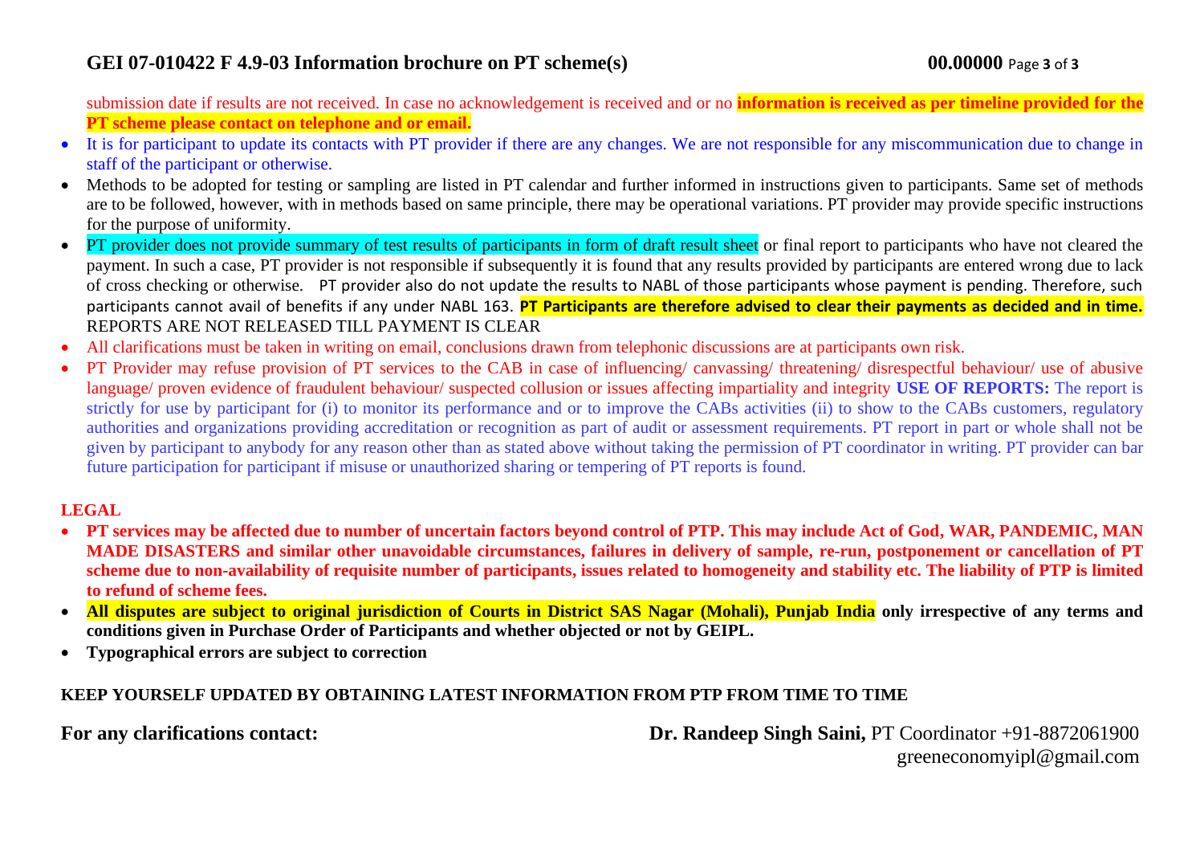submission date if results are not received. In case no acknowledgement is received and or no **information is received as per timeline provided for the PT scheme please contact on telephone and or email.**

- It is for participant to update its contacts with PT provider if there are any changes. We are not responsible for any miscommunication due to change in staff of the participant or otherwise.
- Methods to be adopted for testing or sampling are listed in PT calendar and further informed in instructions given to participants. Same set of methods are to be followed, however, with in methods based on same principle, there may be operational variations. PT provider may provide specific instructions for the purpose of uniformity.
- PT provider does not provide summary of test results of participants in form of draft result sheet or final report to participants who have not cleared the payment. In such a case, PT provider is not responsible if subsequently it is found that any results provided by participants are entered wrong due to lack of cross checking or otherwise. PT provider also do not update the results to NABL of those participants whose payment is pending. Therefore, such participants cannot avail of benefits if any under NABL 163. **PT Participants are therefore advised to clear their payments as decided and in time.** REPORTS ARE NOT RELEASED TILL PAYMENT IS CLEAR
- All clarifications must be taken in writing on email, conclusions drawn from telephonic discussions are at participants own risk.
- PT Provider may refuse provision of PT services to the CAB in case of influencing/ canvassing/ threatening/ disrespectful behaviour/ use of abusive language/ proven evidence of fraudulent behaviour/ suspected collusion or issues affecting impartiality and integrity **USE OF REPORTS:** The report is strictly for use by participant for (i) to monitor its performance and or to improve the CABs activities (ii) to show to the CABs customers, regulatory authorities and organizations providing accreditation or recognition as part of audit or assessment requirements. PT report in part or whole shall not be given by participant to anybody for any reason other than as stated above without taking the permission of PT coordinator in writing. PT provider can bar future participation for participant if misuse or unauthorized sharing or tempering of PT reports is found.

**LEGAL**

- **PT services may be affected due to number of uncertain factors beyond control of PTP. This may include Act of God, WAR, PANDEMIC, MAN MADE DISASTERS and similar other unavoidable circumstances, failures in delivery of sample, re-run, postponement or cancellation of PT scheme due to non-availability of requisite number of participants, issues related to homogeneity and stability etc. The liability of PTP is limited to refund of scheme fees.**
- **All disputes are subject to original jurisdiction of Courts in District SAS Nagar (Mohali), Punjab India only irrespective of any terms and conditions given in Purchase Order of Participants and whether objected or not by GEIPL.**
- **Typographical errors are subject to correction**

**KEEP YOURSELF UPDATED BY OBTAINING LATEST INFORMATION FROM PTP FROM TIME TO TIME**

**For any clarifications contact:** **Dr. Randeep Singh Saini,** PT Coordinator +91-8872061900
greeneconomyipl@gmail.com